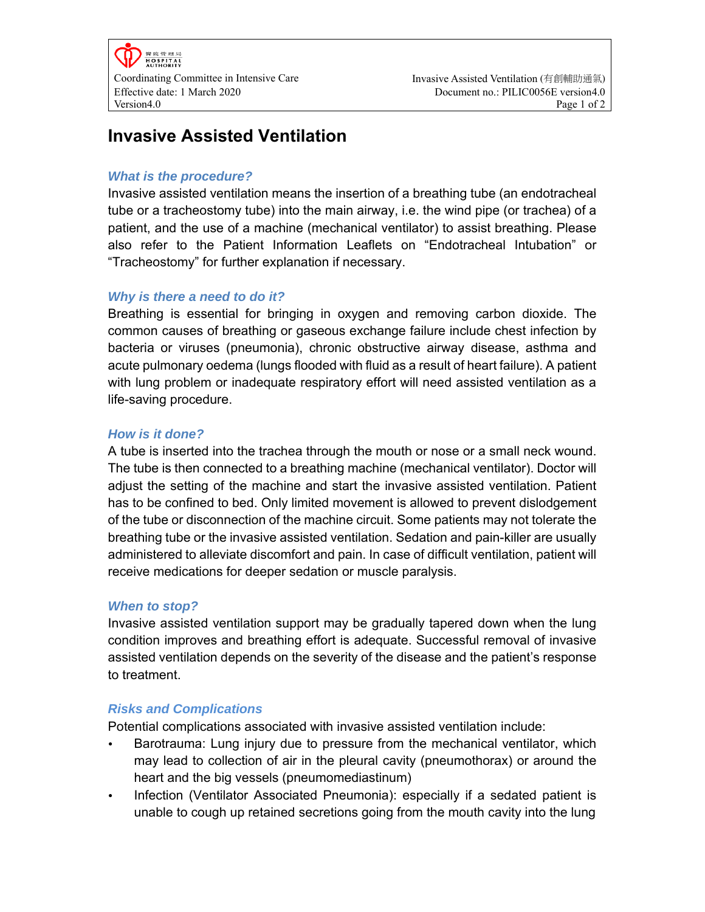# Invasive Assisted Ventilation

### *What is the procedure?*

Invasive assisted ventilation means the insertion of a breathing tube (an endotracheal tube or a tracheostomy tube) into the main airway, i.e. the wind pipe (or trachea) of a patient, and the use of a machine (mechanical ventilator) to assist breathing. Please also refer to the Patient Information Leaflets on “Endotracheal Intubation” or “Tracheostomy” for further explanation if necessary.

### *Why is there a need to do it?*

Breathing is essential for bringing in oxygen and removing carbon dioxide. The common causes of breathing or gaseous exchange failure include chest infection by bacteria or viruses (pneumonia), chronic obstructive airway disease, asthma and acute pulmonary oedema (lungs flooded with fluid as a result of heart failure). A patient with lung problem or inadequate respiratory effort will need assisted ventilation as a life-saving procedure.

### *How is it done?*

A tube is inserted into the trachea through the mouth or nose or a small neck wound. The tube is then connected to a breathing machine (mechanical ventilator). Doctor will adjust the setting of the machine and start the invasive assisted ventilation. Patient has to be confined to bed. Only limited movement is allowed to prevent dislodgement of the tube or disconnection of the machine circuit. Some patients may not tolerate the breathing tube or the invasive assisted ventilation. Sedation and pain-killer are usually administered to alleviate discomfort and pain. In case of difficult ventilation, patient will receive medications for deeper sedation or muscle paralysis.

### *When to stop?*

Invasive assisted ventilation support may be gradually tapered down when the lung condition improves and breathing effort is adequate. Successful removal of invasive assisted ventilation depends on the severity of the disease and the patient’s response to treatment.

### *Risks and Complications*

Potential complications associated with invasive assisted ventilation include:

- Barotrauma: Lung injury due to pressure from the mechanical ventilator, which may lead to collection of air in the pleural cavity (pneumothorax) or around the heart and the big vessels (pneumomediastinum)
- Infection (Ventilator Associated Pneumonia): especially if a sedated patient is unable to cough up retained secretions going from the mouth cavity into the lung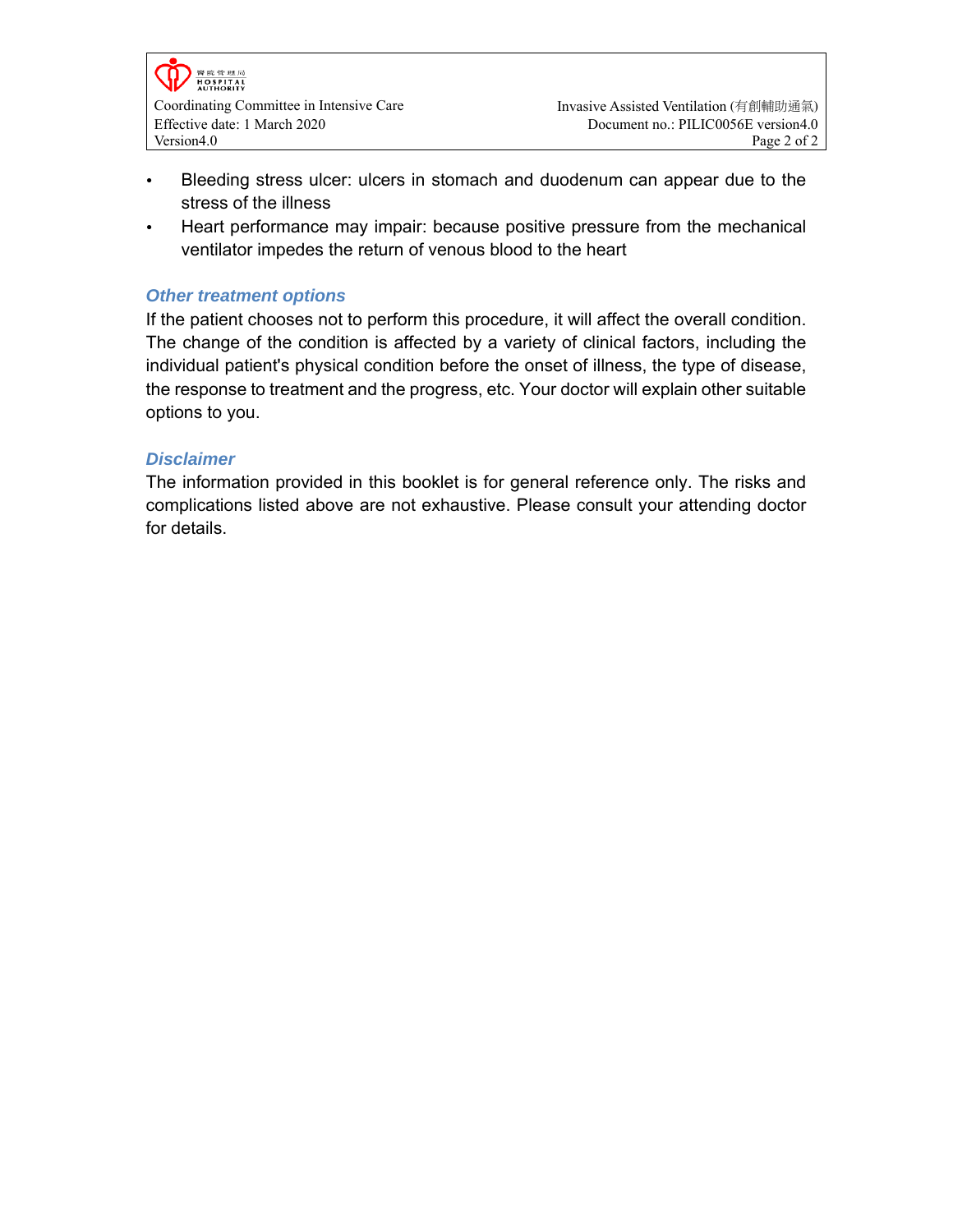- Bleeding stress ulcer: ulcers in stomach and duodenum can appear due to the stress of the illness
- Heart performance may impair: because positive pressure from the mechanical ventilator impedes the return of venous blood to the heart

### *Other treatment options*

If the patient chooses not to perform this procedure, it will affect the overall condition. The change of the condition is affected by a variety of clinical factors, including the individual patient's physical condition before the onset of illness, the type of disease, the response to treatment and the progress, etc. Your doctor will explain other suitable options to you.

### *Disclaimer*

The information provided in this booklet is for general reference only. The risks and complications listed above are not exhaustive. Please consult your attending doctor for details.